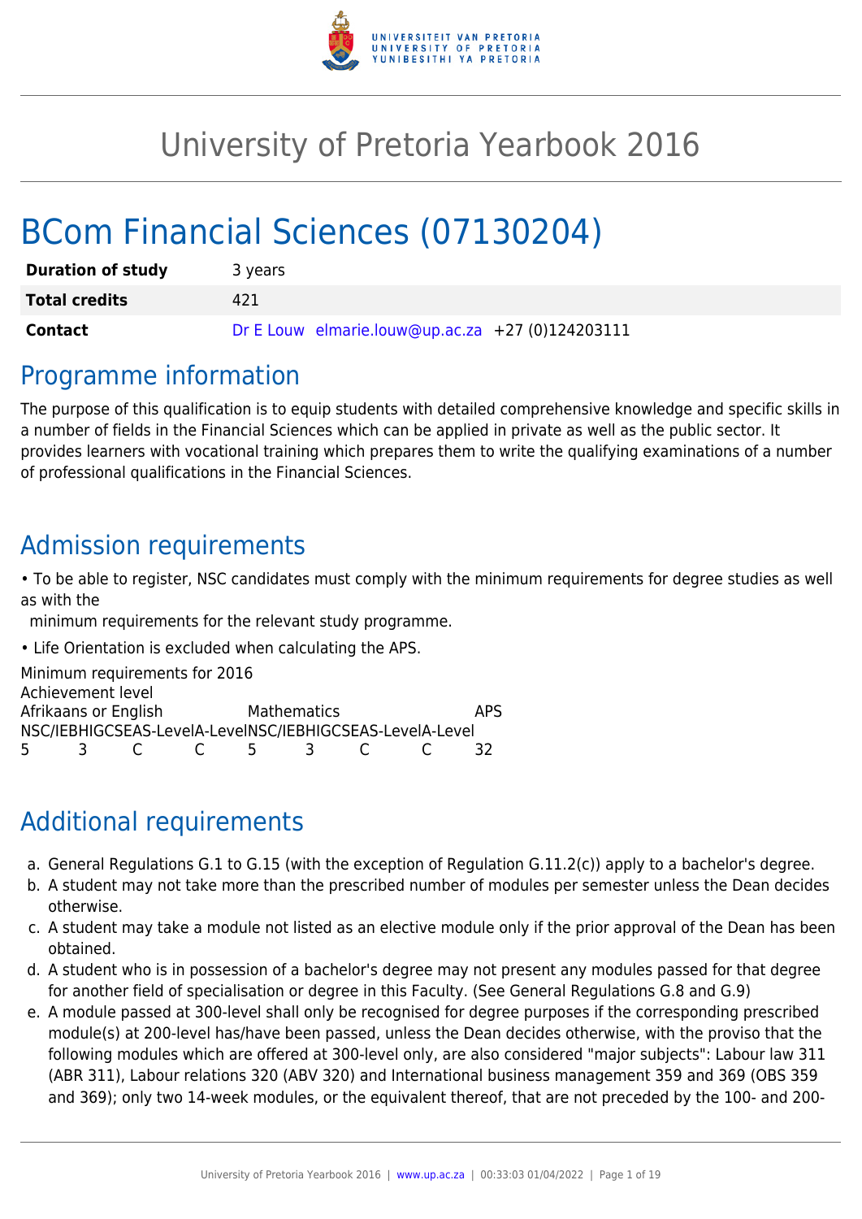# University of Pretoria Yearbook 2016

# BCom Financial Sciences (07130204)

| | |
|---|---|
| **Duration of study** | 3 years |
| **Total credits** | 421 |
| **Contact** | Dr E Louw elmarie.louw@up.ac.za +27 (0)124203111 |

## Programme information

The purpose of this qualification is to equip students with detailed comprehensive knowledge and specific skills in a number of fields in the Financial Sciences which can be applied in private as well as the public sector. It provides learners with vocational training which prepares them to write the qualifying examinations of a number of professional qualifications in the Financial Sciences.

## Admission requirements

- To be able to register, NSC candidates must comply with the minimum requirements for degree studies as well as with the minimum requirements for the relevant study programme.
- Life Orientation is excluded when calculating the APS.

Minimum requirements for 2016

| Achievement level | | | | | | | | |
|---|---|---|---|---|---|---|---|---|
| Afrikaans or English | | | | Mathematics | | | | APS |
| NSC/IEB | HIGCSE | AS-Level | A-Level | NSC/IEB | HIGCSE | AS-Level | A-Level | |
| 5 | 3 | C | C | 5 | 3 | C | C | 32 |

## Additional requirements

a. General Regulations G.1 to G.15 (with the exception of Regulation G.11.2(c)) apply to a bachelor's degree.
b. A student may not take more than the prescribed number of modules per semester unless the Dean decides otherwise.
c. A student may take a module not listed as an elective module only if the prior approval of the Dean has been obtained.
d. A student who is in possession of a bachelor's degree may not present any modules passed for that degree for another field of specialisation or degree in this Faculty. (See General Regulations G.8 and G.9)
e. A module passed at 300-level shall only be recognised for degree purposes if the corresponding prescribed module(s) at 200-level has/have been passed, unless the Dean decides otherwise, with the proviso that the following modules which are offered at 300-level only, are also considered "major subjects": Labour law 311 (ABR 311), Labour relations 320 (ABV 320) and International business management 359 and 369 (OBS 359 and 369); only two 14-week modules, or the equivalent thereof, that are not preceded by the 100- and 200-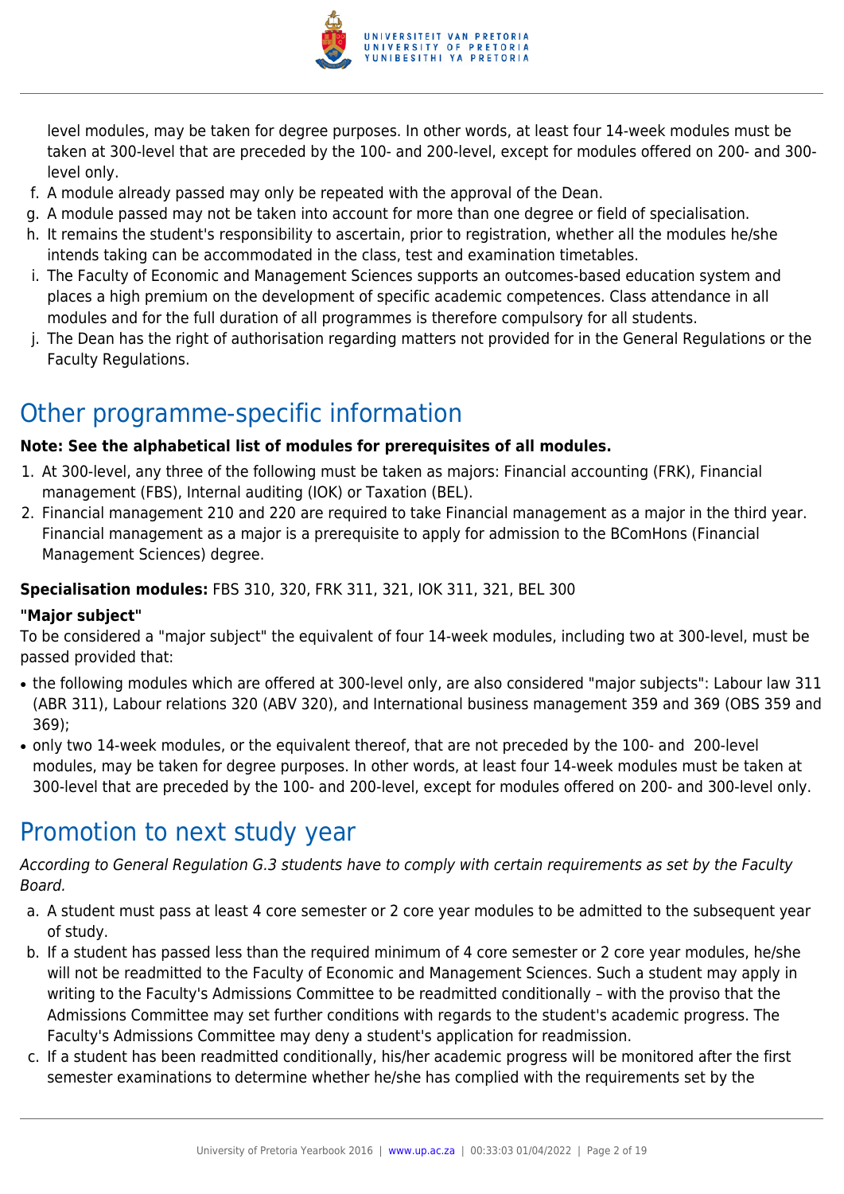level modules, may be taken for degree purposes. In other words, at least four 14-week modules must be taken at 300-level that are preceded by the 100- and 200-level, except for modules offered on 200- and 300-level only.

f. A module already passed may only be repeated with the approval of the Dean.
g. A module passed may not be taken into account for more than one degree or field of specialisation.
h. It remains the student's responsibility to ascertain, prior to registration, whether all the modules he/she intends taking can be accommodated in the class, test and examination timetables.
i. The Faculty of Economic and Management Sciences supports an outcomes-based education system and places a high premium on the development of specific academic competences. Class attendance in all modules and for the full duration of all programmes is therefore compulsory for all students.
j. The Dean has the right of authorisation regarding matters not provided for in the General Regulations or the Faculty Regulations.

# Other programme-specific information

**Note: See the alphabetical list of modules for prerequisites of all modules.**

1. At 300-level, any three of the following must be taken as majors: Financial accounting (FRK), Financial management (FBS), Internal auditing (IOK) or Taxation (BEL).
2. Financial management 210 and 220 are required to take Financial management as a major in the third year. Financial management as a major is a prerequisite to apply for admission to the BComHons (Financial Management Sciences) degree.

**Specialisation modules:** FBS 310, 320, FRK 311, 321, IOK 311, 321, BEL 300

**"Major subject"**

To be considered a "major subject" the equivalent of four 14-week modules, including two at 300-level, must be passed provided that:

- the following modules which are offered at 300-level only, are also considered "major subjects": Labour law 311 (ABR 311), Labour relations 320 (ABV 320), and International business management 359 and 369 (OBS 359 and 369);
- only two 14-week modules, or the equivalent thereof, that are not preceded by the 100- and 200-level modules, may be taken for degree purposes. In other words, at least four 14-week modules must be taken at 300-level that are preceded by the 100- and 200-level, except for modules offered on 200- and 300-level only.

# Promotion to next study year

*According to General Regulation G.3 students have to comply with certain requirements as set by the Faculty Board.*

a. A student must pass at least 4 core semester or 2 core year modules to be admitted to the subsequent year of study.
b. If a student has passed less than the required minimum of 4 core semester or 2 core year modules, he/she will not be readmitted to the Faculty of Economic and Management Sciences. Such a student may apply in writing to the Faculty's Admissions Committee to be readmitted conditionally – with the proviso that the Admissions Committee may set further conditions with regards to the student's academic progress. The Faculty's Admissions Committee may deny a student's application for readmission.
c. If a student has been readmitted conditionally, his/her academic progress will be monitored after the first semester examinations to determine whether he/she has complied with the requirements set by the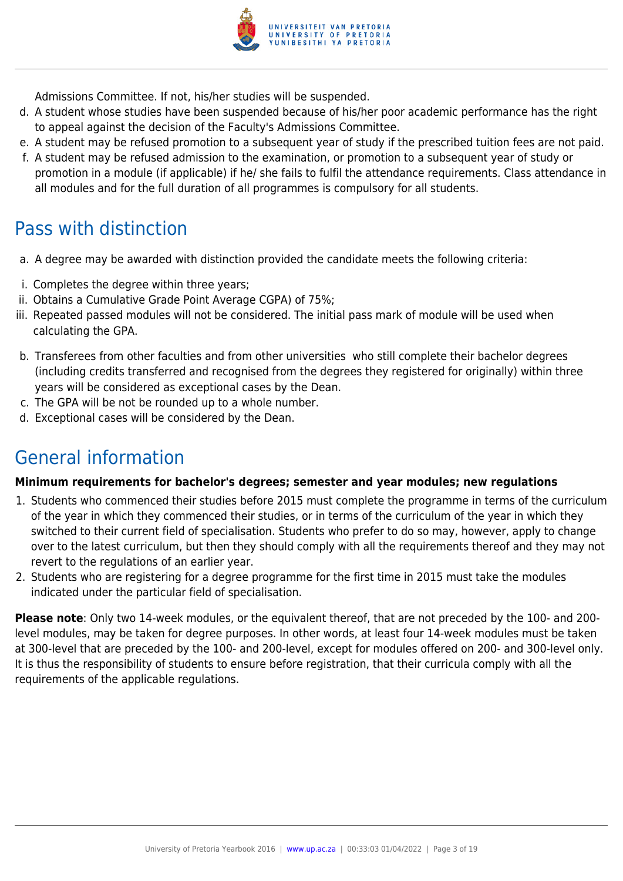Admissions Committee. If not, his/her studies will be suspended.

d. A student whose studies have been suspended because of his/her poor academic performance has the right to appeal against the decision of the Faculty's Admissions Committee.
e. A student may be refused promotion to a subsequent year of study if the prescribed tuition fees are not paid.
f. A student may be refused admission to the examination, or promotion to a subsequent year of study or promotion in a module (if applicable) if he/ she fails to fulfil the attendance requirements. Class attendance in all modules and for the full duration of all programmes is compulsory for all students.

## Pass with distinction

a. A degree may be awarded with distinction provided the candidate meets the following criteria:

i. Completes the degree within three years;
ii. Obtains a Cumulative Grade Point Average CGPA) of 75%;
iii. Repeated passed modules will not be considered. The initial pass mark of module will be used when calculating the GPA.

b. Transferees from other faculties and from other universities who still complete their bachelor degrees (including credits transferred and recognised from the degrees they registered for originally) within three years will be considered as exceptional cases by the Dean.
c. The GPA will be not be rounded up to a whole number.
d. Exceptional cases will be considered by the Dean.

## General information

**Minimum requirements for bachelor's degrees; semester and year modules; new regulations**

1. Students who commenced their studies before 2015 must complete the programme in terms of the curriculum of the year in which they commenced their studies, or in terms of the curriculum of the year in which they switched to their current field of specialisation. Students who prefer to do so may, however, apply to change over to the latest curriculum, but then they should comply with all the requirements thereof and they may not revert to the regulations of an earlier year.
2. Students who are registering for a degree programme for the first time in 2015 must take the modules indicated under the particular field of specialisation.

**Please note**: Only two 14-week modules, or the equivalent thereof, that are not preceded by the 100- and 200-level modules, may be taken for degree purposes. In other words, at least four 14-week modules must be taken at 300-level that are preceded by the 100- and 200-level, except for modules offered on 200- and 300-level only. It is thus the responsibility of students to ensure before registration, that their curricula comply with all the requirements of the applicable regulations.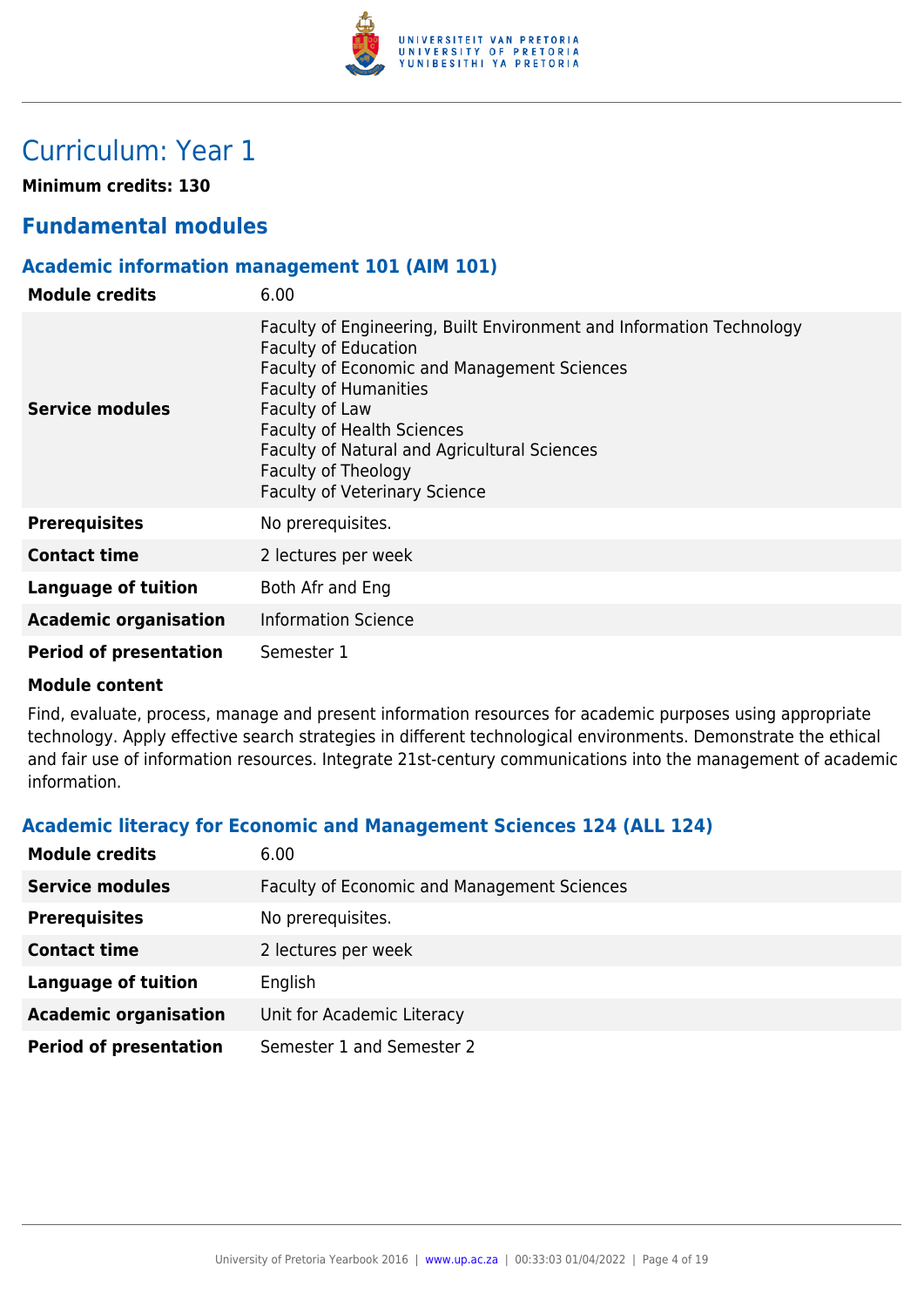# Curriculum: Year 1

**Minimum credits: 130**

## Fundamental modules

### Academic information management 101 (AIM 101)

| | |
|---|---|
| **Module credits** | 6.00 |
| **Service modules** | Faculty of Engineering, Built Environment and Information Technology<br>Faculty of Education<br>Faculty of Economic and Management Sciences<br>Faculty of Humanities<br>Faculty of Law<br>Faculty of Health Sciences<br>Faculty of Natural and Agricultural Sciences<br>Faculty of Theology<br>Faculty of Veterinary Science |
| **Prerequisites** | No prerequisites. |
| **Contact time** | 2 lectures per week |
| **Language of tuition** | Both Afr and Eng |
| **Academic organisation** | Information Science |
| **Period of presentation** | Semester 1 |

**Module content**

Find, evaluate, process, manage and present information resources for academic purposes using appropriate technology. Apply effective search strategies in different technological environments. Demonstrate the ethical and fair use of information resources. Integrate 21st-century communications into the management of academic information.

### Academic literacy for Economic and Management Sciences 124 (ALL 124)

| | |
|---|---|
| **Module credits** | 6.00 |
| **Service modules** | Faculty of Economic and Management Sciences |
| **Prerequisites** | No prerequisites. |
| **Contact time** | 2 lectures per week |
| **Language of tuition** | English |
| **Academic organisation** | Unit for Academic Literacy |
| **Period of presentation** | Semester 1 and Semester 2 |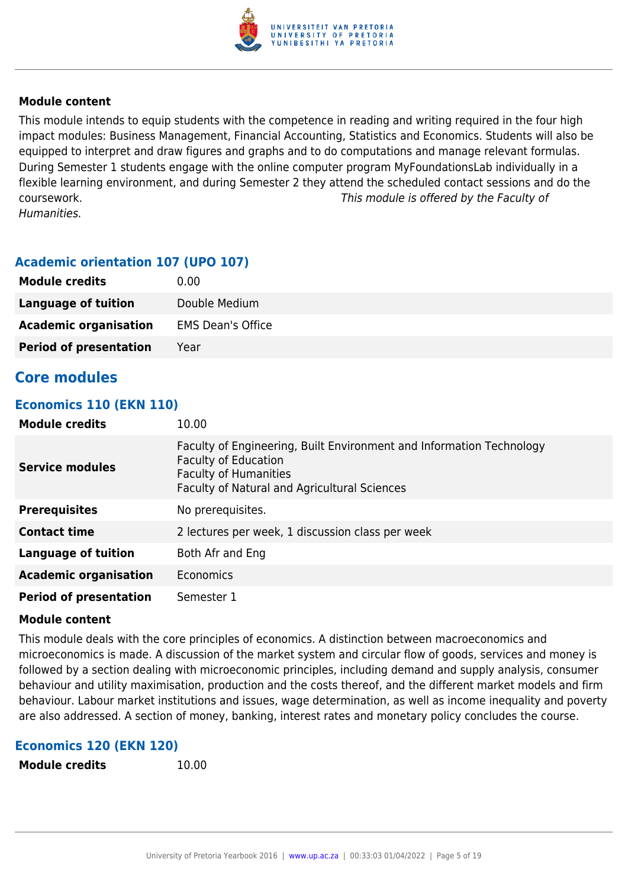**Module content**

This module intends to equip students with the competence in reading and writing required in the four high impact modules: Business Management, Financial Accounting, Statistics and Economics. Students will also be equipped to interpret and draw figures and graphs and to do computations and manage relevant formulas. During Semester 1 students engage with the online computer program MyFoundationsLab individually in a flexible learning environment, and during Semester 2 they attend the scheduled contact sessions and do the coursework. *This module is offered by the Faculty of Humanities.*

### Academic orientation 107 (UPO 107)

| | |
|---|---|
| **Module credits** | 0.00 |
| **Language of tuition** | Double Medium |
| **Academic organisation** | EMS Dean's Office |
| **Period of presentation** | Year |

## Core modules

### Economics 110 (EKN 110)

| | |
|---|---|
| **Module credits** | 10.00 |
| **Service modules** | Faculty of Engineering, Built Environment and Information Technology<br>Faculty of Education<br>Faculty of Humanities<br>Faculty of Natural and Agricultural Sciences |
| **Prerequisites** | No prerequisites. |
| **Contact time** | 2 lectures per week, 1 discussion class per week |
| **Language of tuition** | Both Afr and Eng |
| **Academic organisation** | Economics |
| **Period of presentation** | Semester 1 |

**Module content**

This module deals with the core principles of economics. A distinction between macroeconomics and microeconomics is made. A discussion of the market system and circular flow of goods, services and money is followed by a section dealing with microeconomic principles, including demand and supply analysis, consumer behaviour and utility maximisation, production and the costs thereof, and the different market models and firm behaviour. Labour market institutions and issues, wage determination, as well as income inequality and poverty are also addressed. A section of money, banking, interest rates and monetary policy concludes the course.

### Economics 120 (EKN 120)

| | |
|---|---|
| **Module credits** | 10.00 |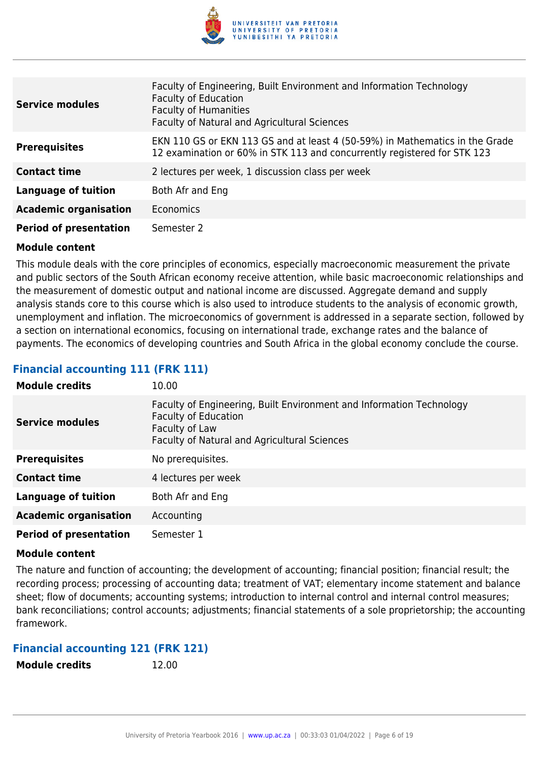| | |
|---|---|
| **Service modules** | Faculty of Engineering, Built Environment and Information Technology<br>Faculty of Education<br>Faculty of Humanities<br>Faculty of Natural and Agricultural Sciences |
| **Prerequisites** | EKN 110 GS or EKN 113 GS and at least 4 (50-59%) in Mathematics in the Grade 12 examination or 60% in STK 113 and concurrently registered for STK 123 |
| **Contact time** | 2 lectures per week, 1 discussion class per week |
| **Language of tuition** | Both Afr and Eng |
| **Academic organisation** | Economics |
| **Period of presentation** | Semester 2 |

**Module content**

This module deals with the core principles of economics, especially macroeconomic measurement the private and public sectors of the South African economy receive attention, while basic macroeconomic relationships and the measurement of domestic output and national income are discussed. Aggregate demand and supply analysis stands core to this course which is also used to introduce students to the analysis of economic growth, unemployment and inflation. The microeconomics of government is addressed in a separate section, followed by a section on international economics, focusing on international trade, exchange rates and the balance of payments. The economics of developing countries and South Africa in the global economy conclude the course.

### Financial accounting 111 (FRK 111)

| | |
|---|---|
| **Module credits** | 10.00 |
| **Service modules** | Faculty of Engineering, Built Environment and Information Technology<br>Faculty of Education<br>Faculty of Law<br>Faculty of Natural and Agricultural Sciences |
| **Prerequisites** | No prerequisites. |
| **Contact time** | 4 lectures per week |
| **Language of tuition** | Both Afr and Eng |
| **Academic organisation** | Accounting |
| **Period of presentation** | Semester 1 |

**Module content**

The nature and function of accounting; the development of accounting; financial position; financial result; the recording process; processing of accounting data; treatment of VAT; elementary income statement and balance sheet; flow of documents; accounting systems; introduction to internal control and internal control measures; bank reconciliations; control accounts; adjustments; financial statements of a sole proprietorship; the accounting framework.

### Financial accounting 121 (FRK 121)

| | |
|---|---|
| **Module credits** | 12.00 |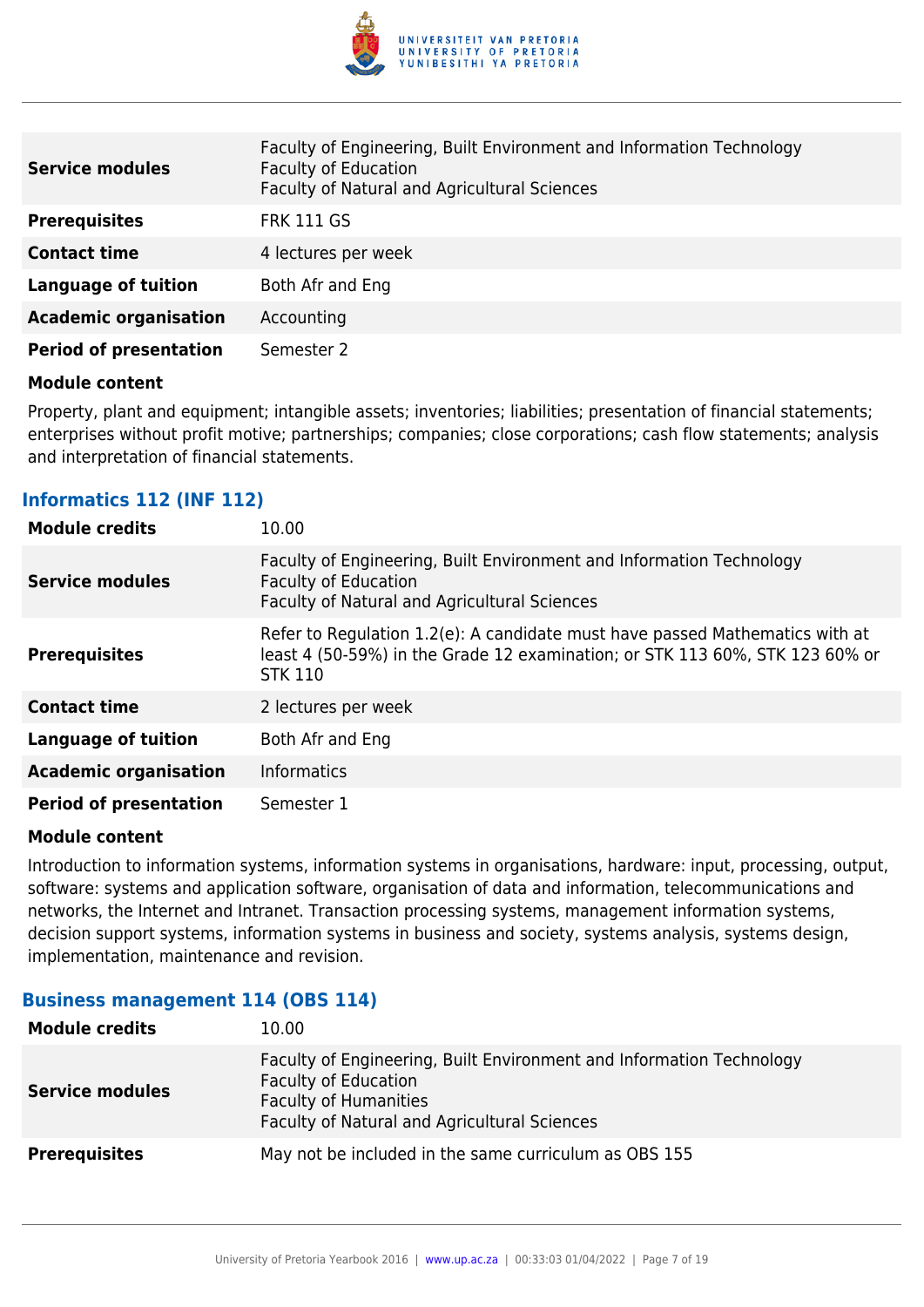| | |
|---|---|
| **Service modules** | Faculty of Engineering, Built Environment and Information Technology<br>Faculty of Education<br>Faculty of Natural and Agricultural Sciences |
| **Prerequisites** | FRK 111 GS |
| **Contact time** | 4 lectures per week |
| **Language of tuition** | Both Afr and Eng |
| **Academic organisation** | Accounting |
| **Period of presentation** | Semester 2 |

**Module content**

Property, plant and equipment; intangible assets; inventories; liabilities; presentation of financial statements; enterprises without profit motive; partnerships; companies; close corporations; cash flow statements; analysis and interpretation of financial statements.

### Informatics 112 (INF 112)

| | |
|---|---|
| **Module credits** | 10.00 |
| **Service modules** | Faculty of Engineering, Built Environment and Information Technology<br>Faculty of Education<br>Faculty of Natural and Agricultural Sciences |
| **Prerequisites** | Refer to Regulation 1.2(e): A candidate must have passed Mathematics with at least 4 (50-59%) in the Grade 12 examination; or STK 113 60%, STK 123 60% or STK 110 |
| **Contact time** | 2 lectures per week |
| **Language of tuition** | Both Afr and Eng |
| **Academic organisation** | Informatics |
| **Period of presentation** | Semester 1 |

**Module content**

Introduction to information systems, information systems in organisations, hardware: input, processing, output, software: systems and application software, organisation of data and information, telecommunications and networks, the Internet and Intranet. Transaction processing systems, management information systems, decision support systems, information systems in business and society, systems analysis, systems design, implementation, maintenance and revision.

### Business management 114 (OBS 114)

| | |
|---|---|
| **Module credits** | 10.00 |
| **Service modules** | Faculty of Engineering, Built Environment and Information Technology<br>Faculty of Education<br>Faculty of Humanities<br>Faculty of Natural and Agricultural Sciences |
| **Prerequisites** | May not be included in the same curriculum as OBS 155 |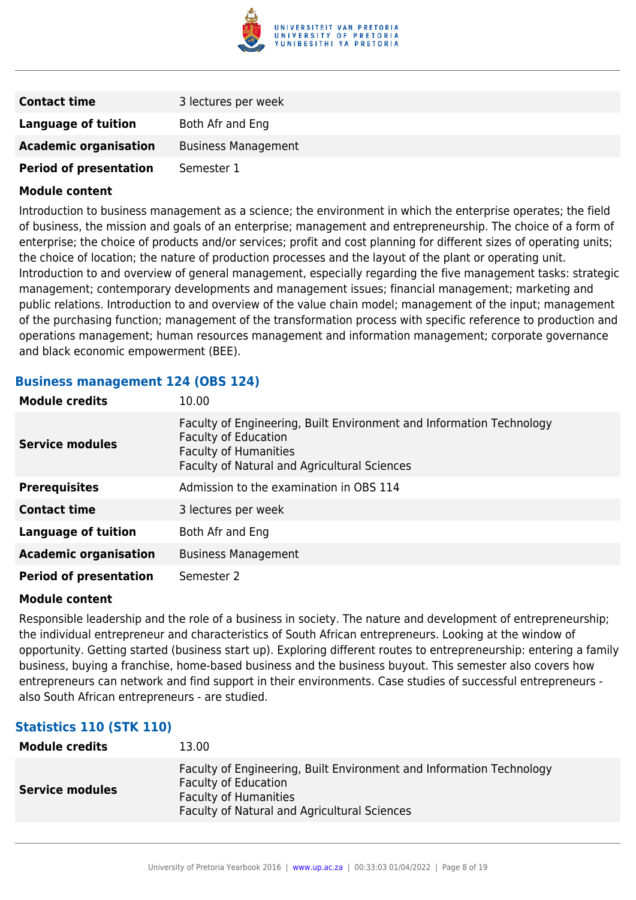| | |
|---|---|
| **Contact time** | 3 lectures per week |
| **Language of tuition** | Both Afr and Eng |
| **Academic organisation** | Business Management |
| **Period of presentation** | Semester 1 |

**Module content**

Introduction to business management as a science; the environment in which the enterprise operates; the field of business, the mission and goals of an enterprise; management and entrepreneurship. The choice of a form of enterprise; the choice of products and/or services; profit and cost planning for different sizes of operating units; the choice of location; the nature of production processes and the layout of the plant or operating unit. Introduction to and overview of general management, especially regarding the five management tasks: strategic management; contemporary developments and management issues; financial management; marketing and public relations. Introduction to and overview of the value chain model; management of the input; management of the purchasing function; management of the transformation process with specific reference to production and operations management; human resources management and information management; corporate governance and black economic empowerment (BEE).

### Business management 124 (OBS 124)

| | |
|---|---|
| **Module credits** | 10.00 |
| **Service modules** | Faculty of Engineering, Built Environment and Information Technology<br>Faculty of Education<br>Faculty of Humanities<br>Faculty of Natural and Agricultural Sciences |
| **Prerequisites** | Admission to the examination in OBS 114 |
| **Contact time** | 3 lectures per week |
| **Language of tuition** | Both Afr and Eng |
| **Academic organisation** | Business Management |
| **Period of presentation** | Semester 2 |

**Module content**

Responsible leadership and the role of a business in society. The nature and development of entrepreneurship; the individual entrepreneur and characteristics of South African entrepreneurs. Looking at the window of opportunity. Getting started (business start up). Exploring different routes to entrepreneurship: entering a family business, buying a franchise, home-based business and the business buyout. This semester also covers how entrepreneurs can network and find support in their environments. Case studies of successful entrepreneurs - also South African entrepreneurs - are studied.

### Statistics 110 (STK 110)

| | |
|---|---|
| **Module credits** | 13.00 |
| **Service modules** | Faculty of Engineering, Built Environment and Information Technology<br>Faculty of Education<br>Faculty of Humanities<br>Faculty of Natural and Agricultural Sciences |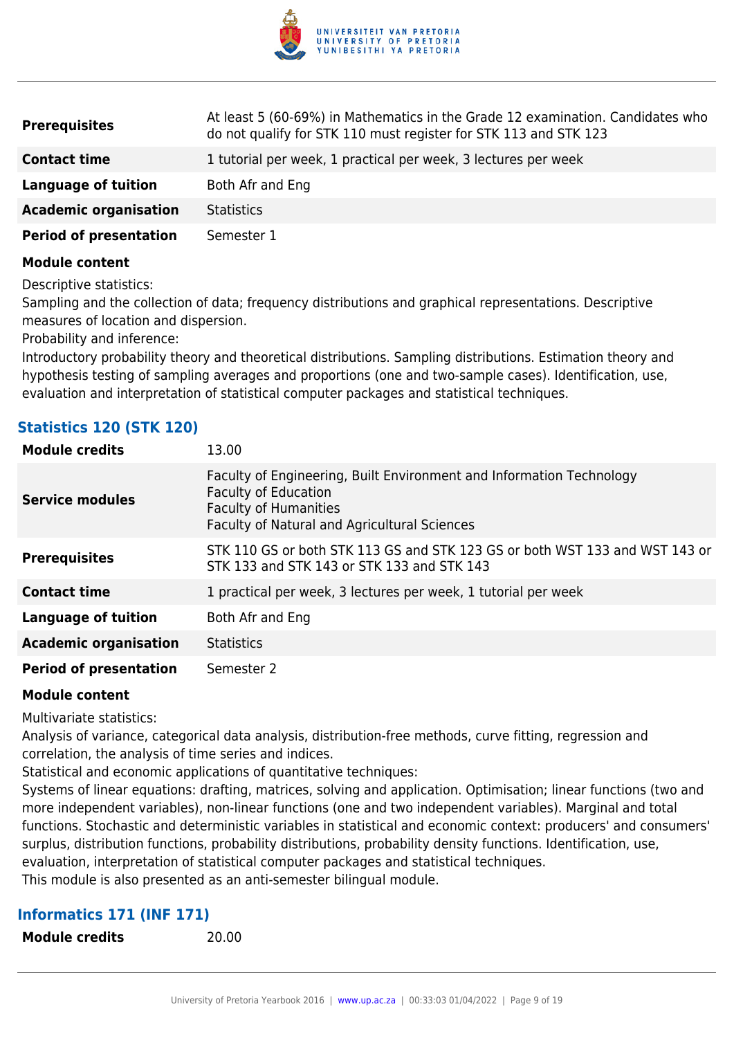| | |
|---|---|
| **Prerequisites** | At least 5 (60-69%) in Mathematics in the Grade 12 examination. Candidates who do not qualify for STK 110 must register for STK 113 and STK 123 |
| **Contact time** | 1 tutorial per week, 1 practical per week, 3 lectures per week |
| **Language of tuition** | Both Afr and Eng |
| **Academic organisation** | Statistics |
| **Period of presentation** | Semester 1 |

**Module content**

Descriptive statistics:

Sampling and the collection of data; frequency distributions and graphical representations. Descriptive measures of location and dispersion.

Probability and inference:

Introductory probability theory and theoretical distributions. Sampling distributions. Estimation theory and hypothesis testing of sampling averages and proportions (one and two-sample cases). Identification, use, evaluation and interpretation of statistical computer packages and statistical techniques.

### Statistics 120 (STK 120)

| | |
|---|---|
| **Module credits** | 13.00 |
| **Service modules** | Faculty of Engineering, Built Environment and Information Technology<br>Faculty of Education<br>Faculty of Humanities<br>Faculty of Natural and Agricultural Sciences |
| **Prerequisites** | STK 110 GS or both STK 113 GS and STK 123 GS or both WST 133 and WST 143 or STK 133 and STK 143 or STK 133 and STK 143 |
| **Contact time** | 1 practical per week, 3 lectures per week, 1 tutorial per week |
| **Language of tuition** | Both Afr and Eng |
| **Academic organisation** | Statistics |
| **Period of presentation** | Semester 2 |

**Module content**

Multivariate statistics:

Analysis of variance, categorical data analysis, distribution-free methods, curve fitting, regression and correlation, the analysis of time series and indices.

Statistical and economic applications of quantitative techniques:

Systems of linear equations: drafting, matrices, solving and application. Optimisation; linear functions (two and more independent variables), non-linear functions (one and two independent variables). Marginal and total functions. Stochastic and deterministic variables in statistical and economic context: producers' and consumers' surplus, distribution functions, probability distributions, probability density functions. Identification, use, evaluation, interpretation of statistical computer packages and statistical techniques.

This module is also presented as an anti-semester bilingual module.

### Informatics 171 (INF 171)

| | |
|---|---|
| **Module credits** | 20.00 |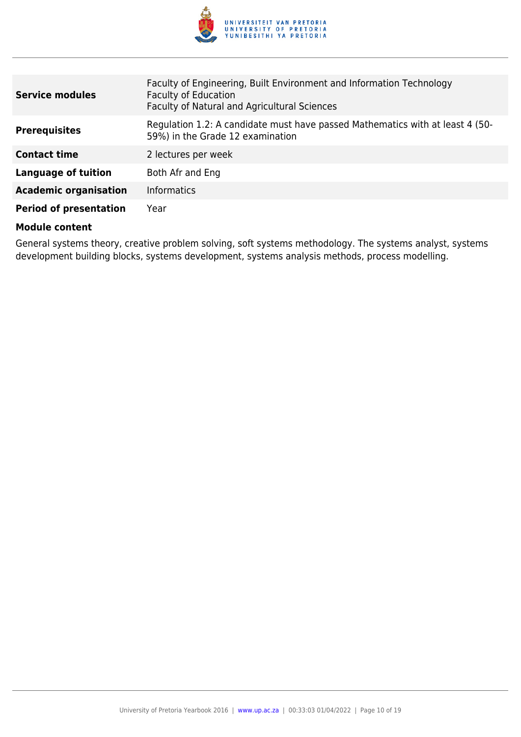| | |
|---|---|
| **Service modules** | Faculty of Engineering, Built Environment and Information Technology<br>Faculty of Education<br>Faculty of Natural and Agricultural Sciences |
| **Prerequisites** | Regulation 1.2: A candidate must have passed Mathematics with at least 4 (50-59%) in the Grade 12 examination |
| **Contact time** | 2 lectures per week |
| **Language of tuition** | Both Afr and Eng |
| **Academic organisation** | Informatics |
| **Period of presentation** | Year |

**Module content**

General systems theory, creative problem solving, soft systems methodology. The systems analyst, systems development building blocks, systems development, systems analysis methods, process modelling.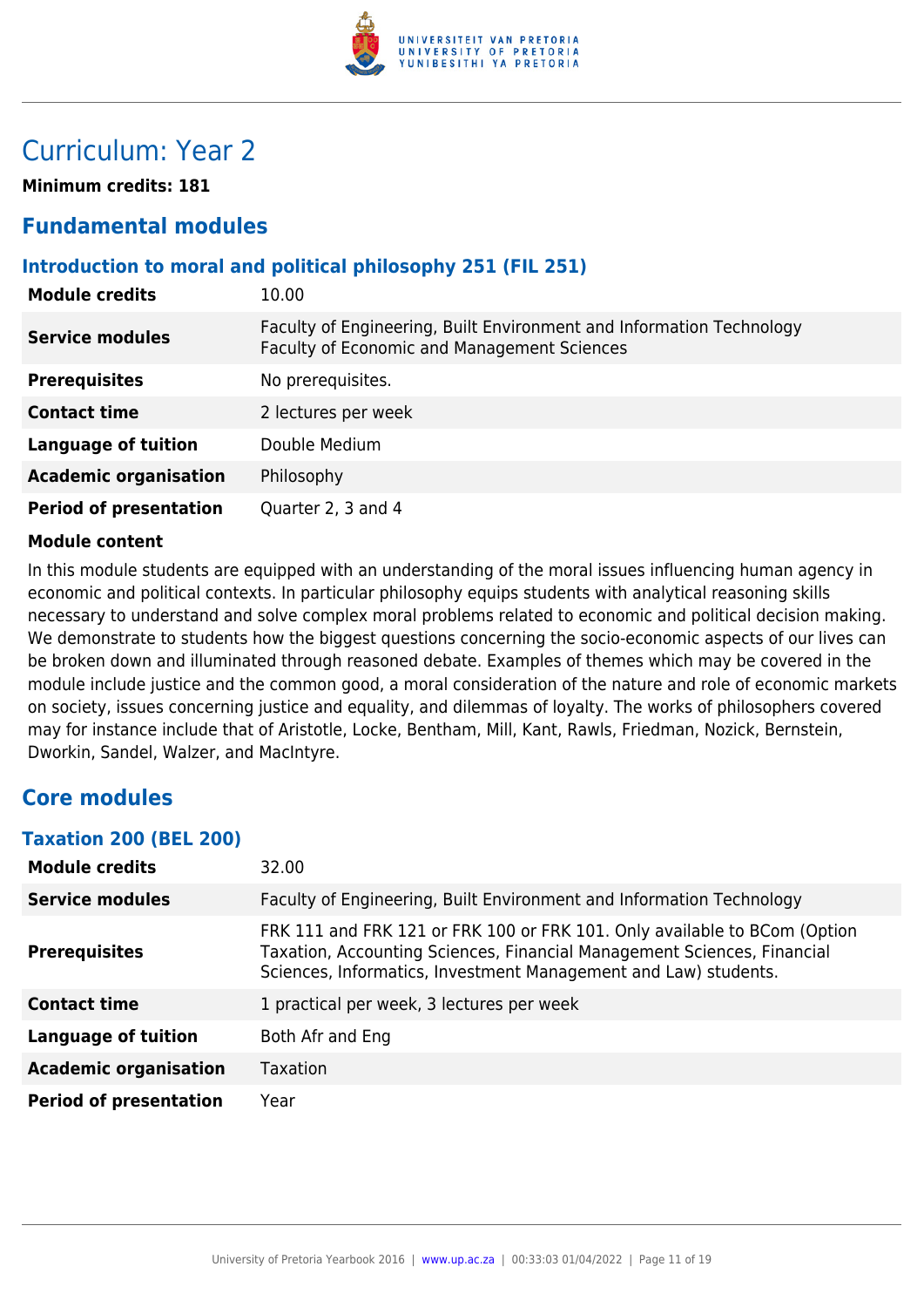# Curriculum: Year 2

**Minimum credits: 181**

## Fundamental modules

### Introduction to moral and political philosophy 251 (FIL 251)

| | |
|---|---|
| **Module credits** | 10.00 |
| **Service modules** | Faculty of Engineering, Built Environment and Information Technology<br>Faculty of Economic and Management Sciences |
| **Prerequisites** | No prerequisites. |
| **Contact time** | 2 lectures per week |
| **Language of tuition** | Double Medium |
| **Academic organisation** | Philosophy |
| **Period of presentation** | Quarter 2, 3 and 4 |

**Module content**

In this module students are equipped with an understanding of the moral issues influencing human agency in economic and political contexts. In particular philosophy equips students with analytical reasoning skills necessary to understand and solve complex moral problems related to economic and political decision making. We demonstrate to students how the biggest questions concerning the socio-economic aspects of our lives can be broken down and illuminated through reasoned debate. Examples of themes which may be covered in the module include justice and the common good, a moral consideration of the nature and role of economic markets on society, issues concerning justice and equality, and dilemmas of loyalty. The works of philosophers covered may for instance include that of Aristotle, Locke, Bentham, Mill, Kant, Rawls, Friedman, Nozick, Bernstein, Dworkin, Sandel, Walzer, and MacIntyre.

## Core modules

### Taxation 200 (BEL 200)

| | |
|---|---|
| **Module credits** | 32.00 |
| **Service modules** | Faculty of Engineering, Built Environment and Information Technology |
| **Prerequisites** | FRK 111 and FRK 121 or FRK 100 or FRK 101. Only available to BCom (Option Taxation, Accounting Sciences, Financial Management Sciences, Financial Sciences, Informatics, Investment Management and Law) students. |
| **Contact time** | 1 practical per week, 3 lectures per week |
| **Language of tuition** | Both Afr and Eng |
| **Academic organisation** | Taxation |
| **Period of presentation** | Year |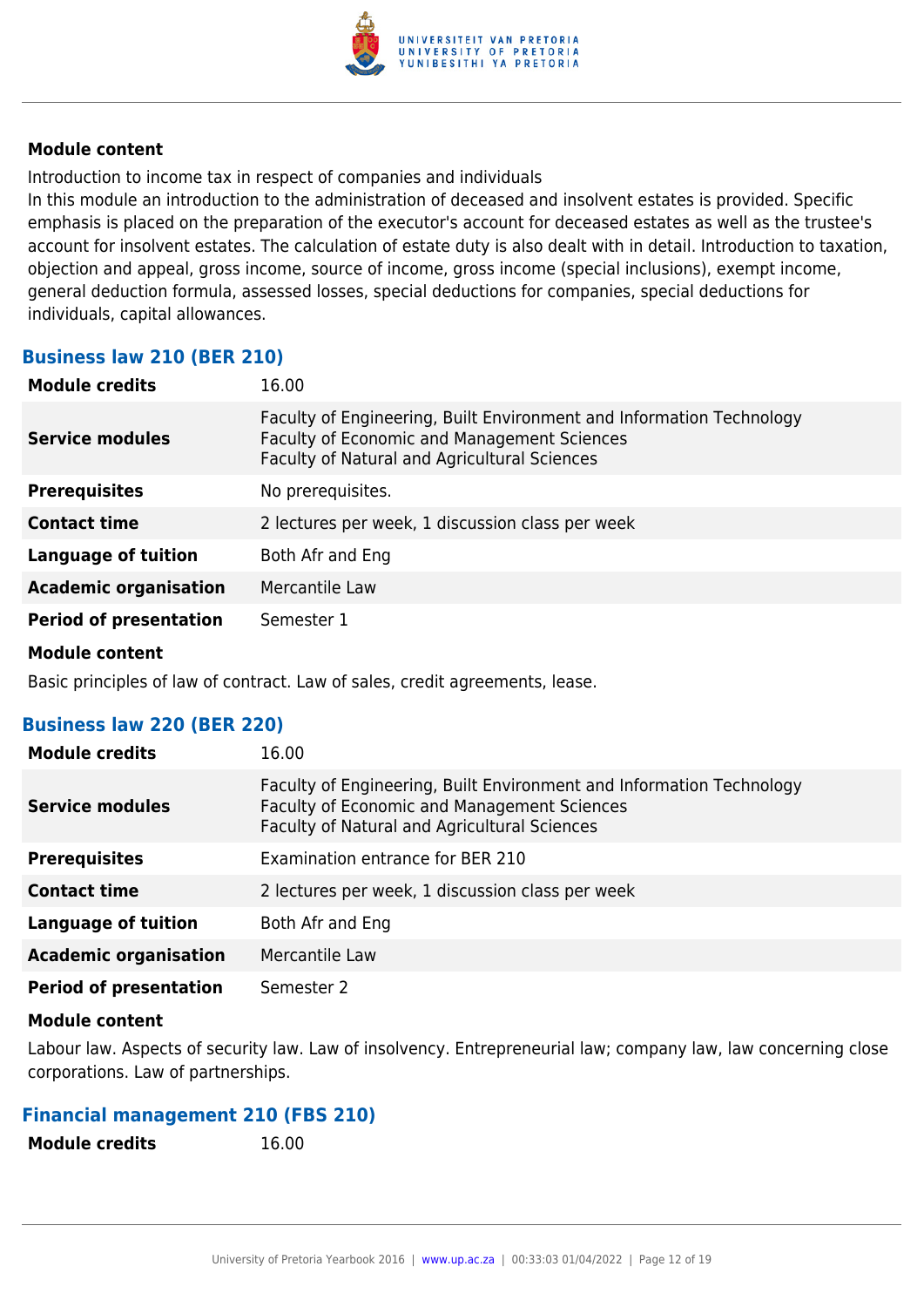**Module content**

Introduction to income tax in respect of companies and individuals
In this module an introduction to the administration of deceased and insolvent estates is provided. Specific emphasis is placed on the preparation of the executor's account for deceased estates as well as the trustee's account for insolvent estates. The calculation of estate duty is also dealt with in detail. Introduction to taxation, objection and appeal, gross income, source of income, gross income (special inclusions), exempt income, general deduction formula, assessed losses, special deductions for companies, special deductions for individuals, capital allowances.

### Business law 210 (BER 210)

| | |
|---|---|
| **Module credits** | 16.00 |
| **Service modules** | Faculty of Engineering, Built Environment and Information Technology<br>Faculty of Economic and Management Sciences<br>Faculty of Natural and Agricultural Sciences |
| **Prerequisites** | No prerequisites. |
| **Contact time** | 2 lectures per week, 1 discussion class per week |
| **Language of tuition** | Both Afr and Eng |
| **Academic organisation** | Mercantile Law |
| **Period of presentation** | Semester 1 |

**Module content**

Basic principles of law of contract. Law of sales, credit agreements, lease.

### Business law 220 (BER 220)

| | |
|---|---|
| **Module credits** | 16.00 |
| **Service modules** | Faculty of Engineering, Built Environment and Information Technology<br>Faculty of Economic and Management Sciences<br>Faculty of Natural and Agricultural Sciences |
| **Prerequisites** | Examination entrance for BER 210 |
| **Contact time** | 2 lectures per week, 1 discussion class per week |
| **Language of tuition** | Both Afr and Eng |
| **Academic organisation** | Mercantile Law |
| **Period of presentation** | Semester 2 |

**Module content**

Labour law. Aspects of security law. Law of insolvency. Entrepreneurial law; company law, law concerning close corporations. Law of partnerships.

### Financial management 210 (FBS 210)

| | |
|---|---|
| **Module credits** | 16.00 |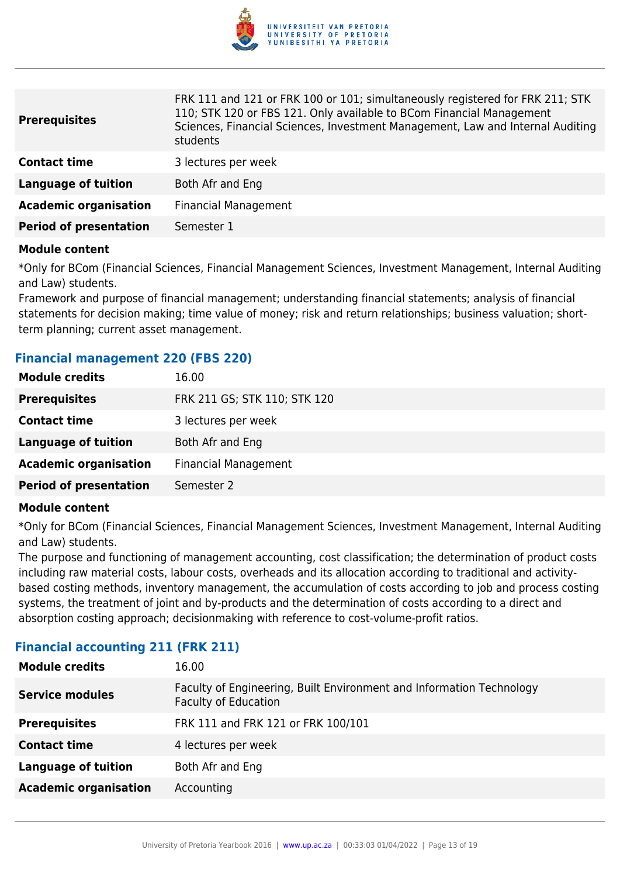| | |
|---|---|
| **Prerequisites** | FRK 111 and 121 or FRK 100 or 101; simultaneously registered for FRK 211; STK 110; STK 120 or FBS 121. Only available to BCom Financial Management Sciences, Financial Sciences, Investment Management, Law and Internal Auditing students |
| **Contact time** | 3 lectures per week |
| **Language of tuition** | Both Afr and Eng |
| **Academic organisation** | Financial Management |
| **Period of presentation** | Semester 1 |

**Module content**

*Only for BCom (Financial Sciences, Financial Management Sciences, Investment Management, Internal Auditing and Law) students.
Framework and purpose of financial management; understanding financial statements; analysis of financial statements for decision making; time value of money; risk and return relationships; business valuation; short-term planning; current asset management.

### Financial management 220 (FBS 220)

| | |
|---|---|
| **Module credits** | 16.00 |
| **Prerequisites** | FRK 211 GS; STK 110; STK 120 |
| **Contact time** | 3 lectures per week |
| **Language of tuition** | Both Afr and Eng |
| **Academic organisation** | Financial Management |
| **Period of presentation** | Semester 2 |

**Module content**

*Only for BCom (Financial Sciences, Financial Management Sciences, Investment Management, Internal Auditing and Law) students.
The purpose and functioning of management accounting, cost classification; the determination of product costs including raw material costs, labour costs, overheads and its allocation according to traditional and activity-based costing methods, inventory management, the accumulation of costs according to job and process costing systems, the treatment of joint and by-products and the determination of costs according to a direct and absorption costing approach; decisionmaking with reference to cost-volume-profit ratios.

### Financial accounting 211 (FRK 211)

| | |
|---|---|
| **Module credits** | 16.00 |
| **Service modules** | Faculty of Engineering, Built Environment and Information Technology<br>Faculty of Education |
| **Prerequisites** | FRK 111 and FRK 121 or FRK 100/101 |
| **Contact time** | 4 lectures per week |
| **Language of tuition** | Both Afr and Eng |
| **Academic organisation** | Accounting |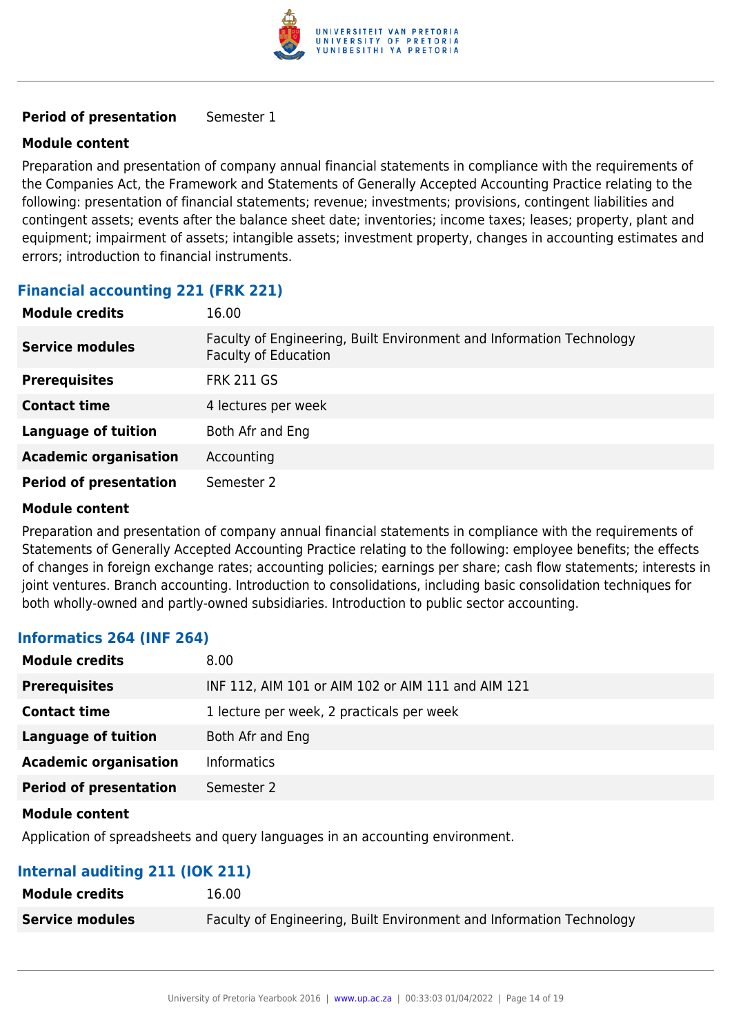| | |
|---|---|
| **Period of presentation** | Semester 1 |

**Module content**

Preparation and presentation of company annual financial statements in compliance with the requirements of the Companies Act, the Framework and Statements of Generally Accepted Accounting Practice relating to the following: presentation of financial statements; revenue; investments; provisions, contingent liabilities and contingent assets; events after the balance sheet date; inventories; income taxes; leases; property, plant and equipment; impairment of assets; intangible assets; investment property, changes in accounting estimates and errors; introduction to financial instruments.

### Financial accounting 221 (FRK 221)

| | |
|---|---|
| **Module credits** | 16.00 |
| **Service modules** | Faculty of Engineering, Built Environment and Information Technology<br>Faculty of Education |
| **Prerequisites** | FRK 211 GS |
| **Contact time** | 4 lectures per week |
| **Language of tuition** | Both Afr and Eng |
| **Academic organisation** | Accounting |
| **Period of presentation** | Semester 2 |

**Module content**

Preparation and presentation of company annual financial statements in compliance with the requirements of Statements of Generally Accepted Accounting Practice relating to the following: employee benefits; the effects of changes in foreign exchange rates; accounting policies; earnings per share; cash flow statements; interests in joint ventures. Branch accounting. Introduction to consolidations, including basic consolidation techniques for both wholly-owned and partly-owned subsidiaries. Introduction to public sector accounting.

### Informatics 264 (INF 264)

| | |
|---|---|
| **Module credits** | 8.00 |
| **Prerequisites** | INF 112, AIM 101 or AIM 102 or AIM 111 and AIM 121 |
| **Contact time** | 1 lecture per week, 2 practicals per week |
| **Language of tuition** | Both Afr and Eng |
| **Academic organisation** | Informatics |
| **Period of presentation** | Semester 2 |

**Module content**

Application of spreadsheets and query languages in an accounting environment.

### Internal auditing 211 (IOK 211)

| | |
|---|---|
| **Module credits** | 16.00 |
| **Service modules** | Faculty of Engineering, Built Environment and Information Technology |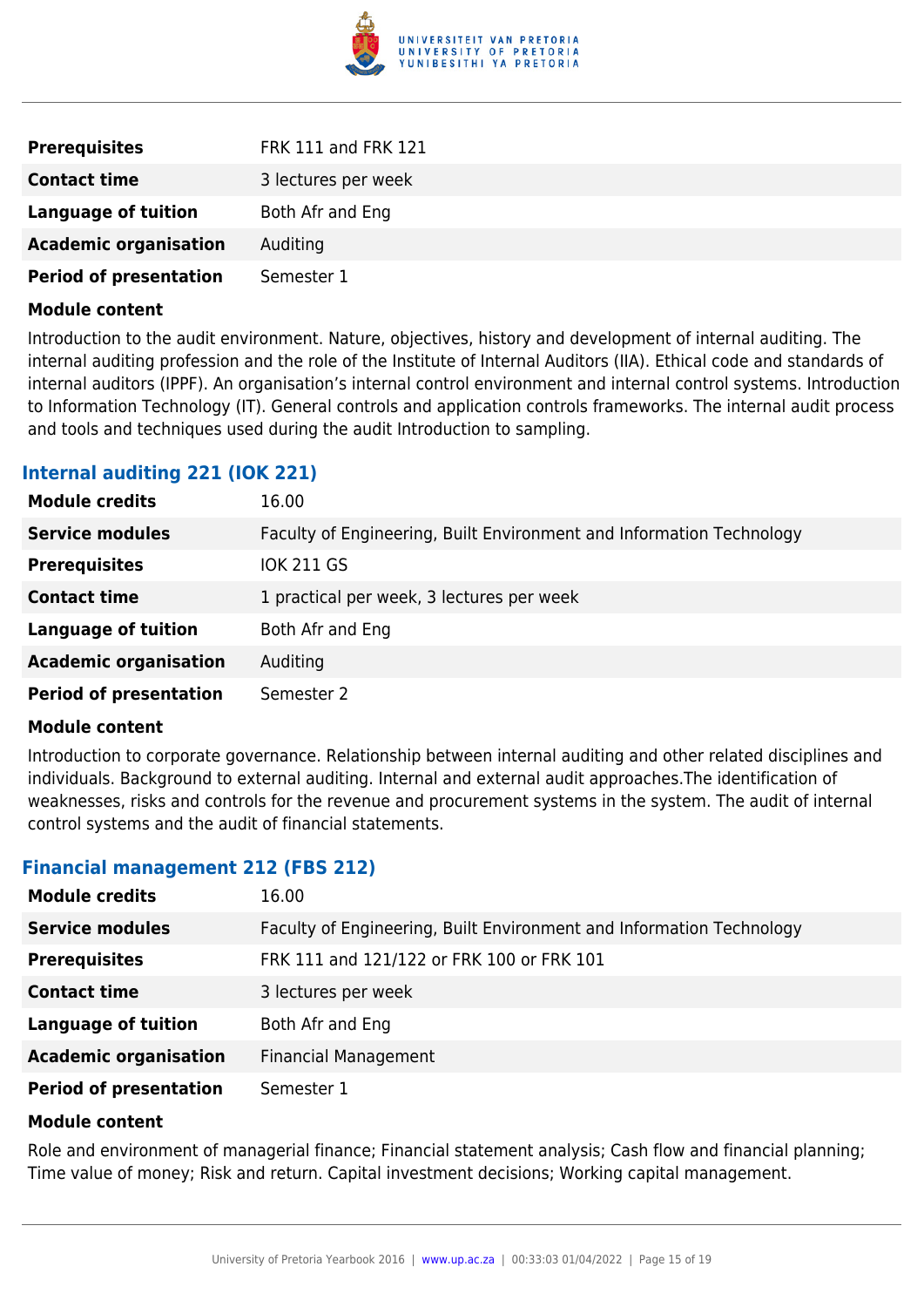| | |
|---|---|
| **Prerequisites** | FRK 111 and FRK 121 |
| **Contact time** | 3 lectures per week |
| **Language of tuition** | Both Afr and Eng |
| **Academic organisation** | Auditing |
| **Period of presentation** | Semester 1 |

**Module content**

Introduction to the audit environment. Nature, objectives, history and development of internal auditing. The internal auditing profession and the role of the Institute of Internal Auditors (IIA). Ethical code and standards of internal auditors (IPPF). An organisation's internal control environment and internal control systems. Introduction to Information Technology (IT). General controls and application controls frameworks. The internal audit process and tools and techniques used during the audit Introduction to sampling.

### Internal auditing 221 (IOK 221)

| | |
|---|---|
| **Module credits** | 16.00 |
| **Service modules** | Faculty of Engineering, Built Environment and Information Technology |
| **Prerequisites** | IOK 211 GS |
| **Contact time** | 1 practical per week, 3 lectures per week |
| **Language of tuition** | Both Afr and Eng |
| **Academic organisation** | Auditing |
| **Period of presentation** | Semester 2 |

**Module content**

Introduction to corporate governance. Relationship between internal auditing and other related disciplines and individuals. Background to external auditing. Internal and external audit approaches.The identification of weaknesses, risks and controls for the revenue and procurement systems in the system. The audit of internal control systems and the audit of financial statements.

### Financial management 212 (FBS 212)

| | |
|---|---|
| **Module credits** | 16.00 |
| **Service modules** | Faculty of Engineering, Built Environment and Information Technology |
| **Prerequisites** | FRK 111 and 121/122 or FRK 100 or FRK 101 |
| **Contact time** | 3 lectures per week |
| **Language of tuition** | Both Afr and Eng |
| **Academic organisation** | Financial Management |
| **Period of presentation** | Semester 1 |

**Module content**

Role and environment of managerial finance; Financial statement analysis; Cash flow and financial planning; Time value of money; Risk and return. Capital investment decisions; Working capital management.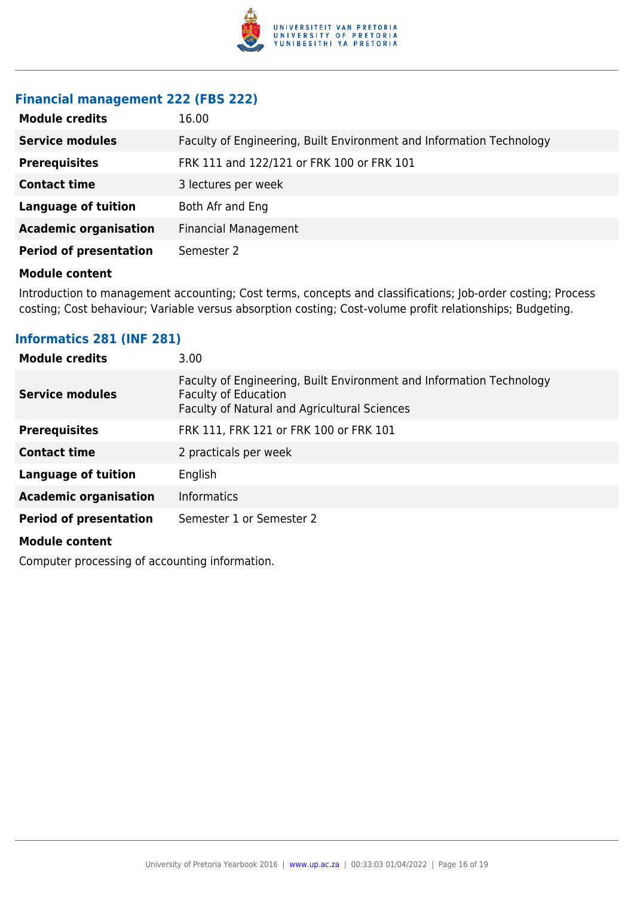### Financial management 222 (FBS 222)

| | |
|---|---|
| **Module credits** | 16.00 |
| **Service modules** | Faculty of Engineering, Built Environment and Information Technology |
| **Prerequisites** | FRK 111 and 122/121 or FRK 100 or FRK 101 |
| **Contact time** | 3 lectures per week |
| **Language of tuition** | Both Afr and Eng |
| **Academic organisation** | Financial Management |
| **Period of presentation** | Semester 2 |

**Module content**

Introduction to management accounting; Cost terms, concepts and classifications; Job-order costing; Process costing; Cost behaviour; Variable versus absorption costing; Cost-volume profit relationships; Budgeting.

### Informatics 281 (INF 281)

| | |
|---|---|
| **Module credits** | 3.00 |
| **Service modules** | Faculty of Engineering, Built Environment and Information Technology<br>Faculty of Education<br>Faculty of Natural and Agricultural Sciences |
| **Prerequisites** | FRK 111, FRK 121 or FRK 100 or FRK 101 |
| **Contact time** | 2 practicals per week |
| **Language of tuition** | English |
| **Academic organisation** | Informatics |
| **Period of presentation** | Semester 1 or Semester 2 |

**Module content**

Computer processing of accounting information.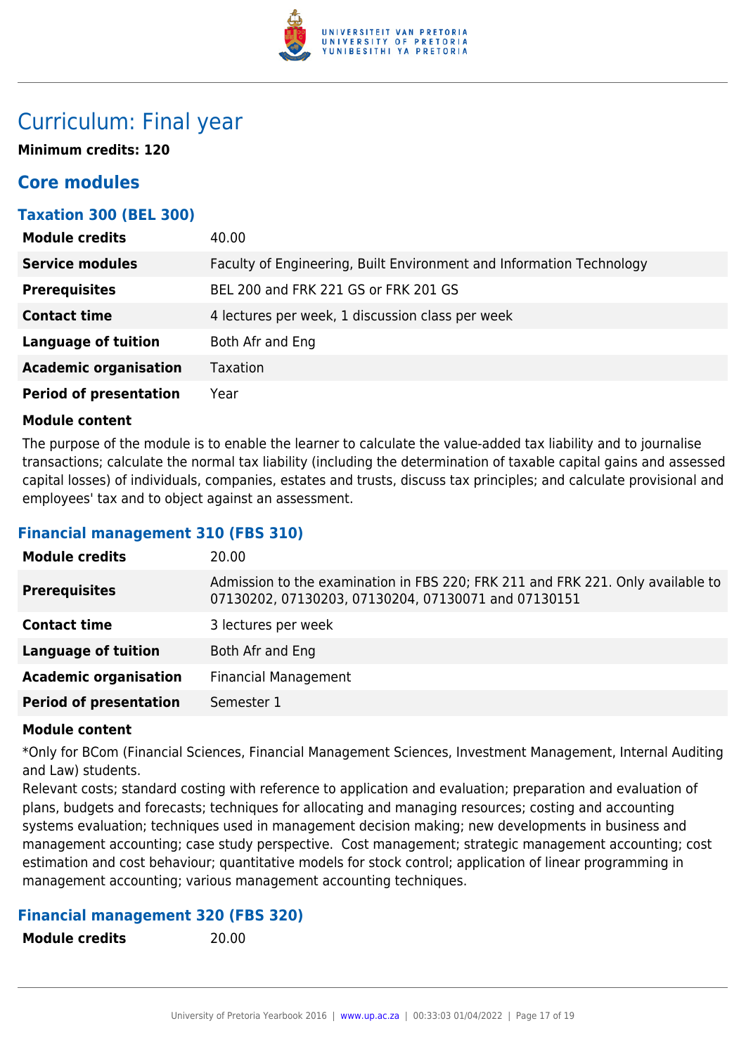# Curriculum: Final year

**Minimum credits: 120**

## Core modules

### Taxation 300 (BEL 300)

| | |
|---|---|
| **Module credits** | 40.00 |
| **Service modules** | Faculty of Engineering, Built Environment and Information Technology |
| **Prerequisites** | BEL 200 and FRK 221 GS or FRK 201 GS |
| **Contact time** | 4 lectures per week, 1 discussion class per week |
| **Language of tuition** | Both Afr and Eng |
| **Academic organisation** | Taxation |
| **Period of presentation** | Year |

**Module content**

The purpose of the module is to enable the learner to calculate the value-added tax liability and to journalise transactions; calculate the normal tax liability (including the determination of taxable capital gains and assessed capital losses) of individuals, companies, estates and trusts, discuss tax principles; and calculate provisional and employees' tax and to object against an assessment.

### Financial management 310 (FBS 310)

| | |
|---|---|
| **Module credits** | 20.00 |
| **Prerequisites** | Admission to the examination in FBS 220; FRK 211 and FRK 221. Only available to 07130202, 07130203, 07130204, 07130071 and 07130151 |
| **Contact time** | 3 lectures per week |
| **Language of tuition** | Both Afr and Eng |
| **Academic organisation** | Financial Management |
| **Period of presentation** | Semester 1 |

**Module content**

*Only for BCom (Financial Sciences, Financial Management Sciences, Investment Management, Internal Auditing and Law) students.

Relevant costs; standard costing with reference to application and evaluation; preparation and evaluation of plans, budgets and forecasts; techniques for allocating and managing resources; costing and accounting systems evaluation; techniques used in management decision making; new developments in business and management accounting; case study perspective. Cost management; strategic management accounting; cost estimation and cost behaviour; quantitative models for stock control; application of linear programming in management accounting; various management accounting techniques.

### Financial management 320 (FBS 320)

| | |
|---|---|
| **Module credits** | 20.00 |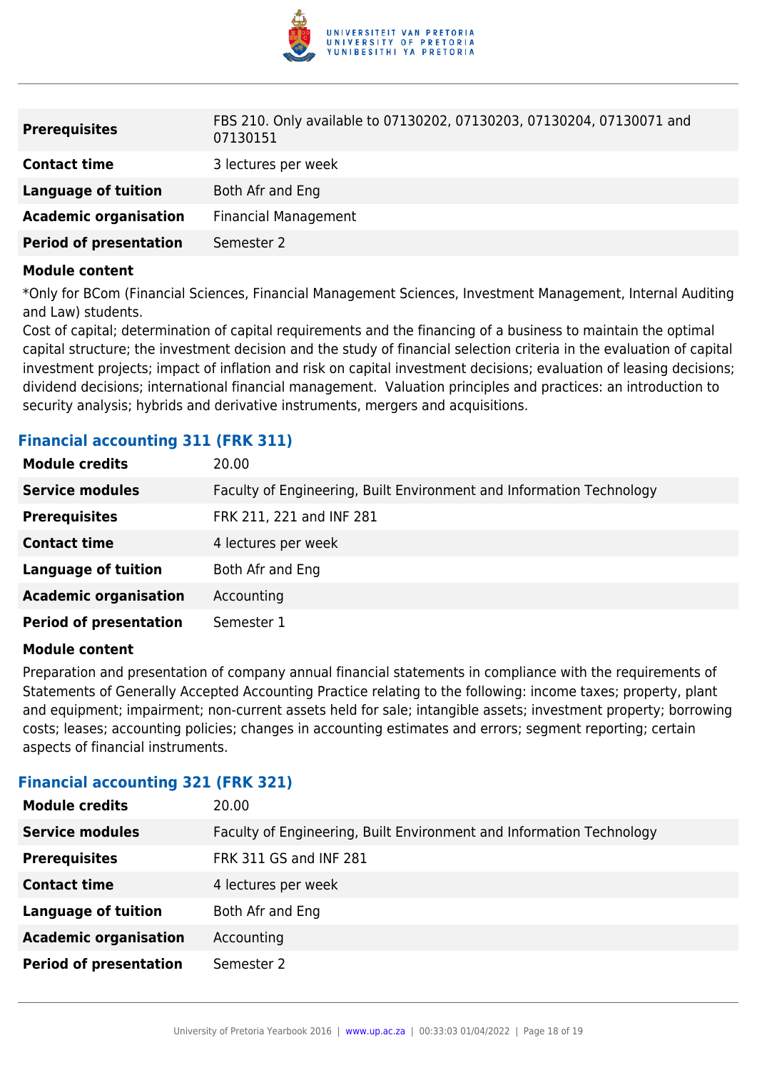| | |
|---|---|
| **Prerequisites** | FBS 210. Only available to 07130202, 07130203, 07130204, 07130071 and 07130151 |
| **Contact time** | 3 lectures per week |
| **Language of tuition** | Both Afr and Eng |
| **Academic organisation** | Financial Management |
| **Period of presentation** | Semester 2 |

**Module content**

*Only for BCom (Financial Sciences, Financial Management Sciences, Investment Management, Internal Auditing and Law) students.
Cost of capital; determination of capital requirements and the financing of a business to maintain the optimal capital structure; the investment decision and the study of financial selection criteria in the evaluation of capital investment projects; impact of inflation and risk on capital investment decisions; evaluation of leasing decisions; dividend decisions; international financial management. Valuation principles and practices: an introduction to security analysis; hybrids and derivative instruments, mergers and acquisitions.

### Financial accounting 311 (FRK 311)

| | |
|---|---|
| **Module credits** | 20.00 |
| **Service modules** | Faculty of Engineering, Built Environment and Information Technology |
| **Prerequisites** | FRK 211, 221 and INF 281 |
| **Contact time** | 4 lectures per week |
| **Language of tuition** | Both Afr and Eng |
| **Academic organisation** | Accounting |
| **Period of presentation** | Semester 1 |

**Module content**

Preparation and presentation of company annual financial statements in compliance with the requirements of Statements of Generally Accepted Accounting Practice relating to the following: income taxes; property, plant and equipment; impairment; non-current assets held for sale; intangible assets; investment property; borrowing costs; leases; accounting policies; changes in accounting estimates and errors; segment reporting; certain aspects of financial instruments.

### Financial accounting 321 (FRK 321)

| | |
|---|---|
| **Module credits** | 20.00 |
| **Service modules** | Faculty of Engineering, Built Environment and Information Technology |
| **Prerequisites** | FRK 311 GS and INF 281 |
| **Contact time** | 4 lectures per week |
| **Language of tuition** | Both Afr and Eng |
| **Academic organisation** | Accounting |
| **Period of presentation** | Semester 2 |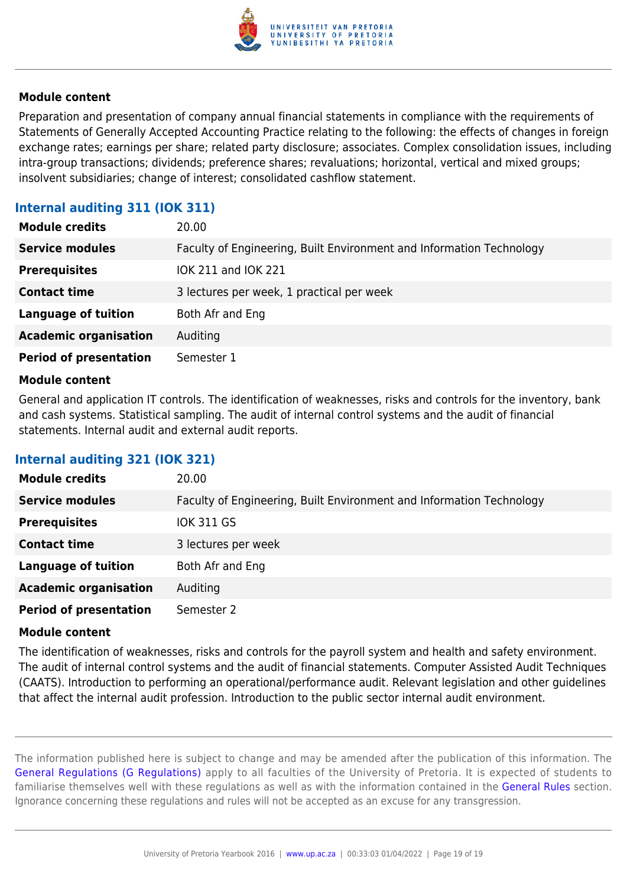**Module content**

Preparation and presentation of company annual financial statements in compliance with the requirements of Statements of Generally Accepted Accounting Practice relating to the following: the effects of changes in foreign exchange rates; earnings per share; related party disclosure; associates. Complex consolidation issues, including intra-group transactions; dividends; preference shares; revaluations; horizontal, vertical and mixed groups; insolvent subsidiaries; change of interest; consolidated cashflow statement.

### Internal auditing 311 (IOK 311)

| | |
|---|---|
| **Module credits** | 20.00 |
| **Service modules** | Faculty of Engineering, Built Environment and Information Technology |
| **Prerequisites** | IOK 211 and IOK 221 |
| **Contact time** | 3 lectures per week, 1 practical per week |
| **Language of tuition** | Both Afr and Eng |
| **Academic organisation** | Auditing |
| **Period of presentation** | Semester 1 |

**Module content**

General and application IT controls. The identification of weaknesses, risks and controls for the inventory, bank and cash systems. Statistical sampling. The audit of internal control systems and the audit of financial statements. Internal audit and external audit reports.

### Internal auditing 321 (IOK 321)

| | |
|---|---|
| **Module credits** | 20.00 |
| **Service modules** | Faculty of Engineering, Built Environment and Information Technology |
| **Prerequisites** | IOK 311 GS |
| **Contact time** | 3 lectures per week |
| **Language of tuition** | Both Afr and Eng |
| **Academic organisation** | Auditing |
| **Period of presentation** | Semester 2 |

**Module content**

The identification of weaknesses, risks and controls for the payroll system and health and safety environment. The audit of internal control systems and the audit of financial statements. Computer Assisted Audit Techniques (CAATS). Introduction to performing an operational/performance audit. Relevant legislation and other guidelines that affect the internal audit profession. Introduction to the public sector internal audit environment.

The information published here is subject to change and may be amended after the publication of this information. The General Regulations (G Regulations) apply to all faculties of the University of Pretoria. It is expected of students to familiarise themselves well with these regulations as well as with the information contained in the General Rules section. Ignorance concerning these regulations and rules will not be accepted as an excuse for any transgression.